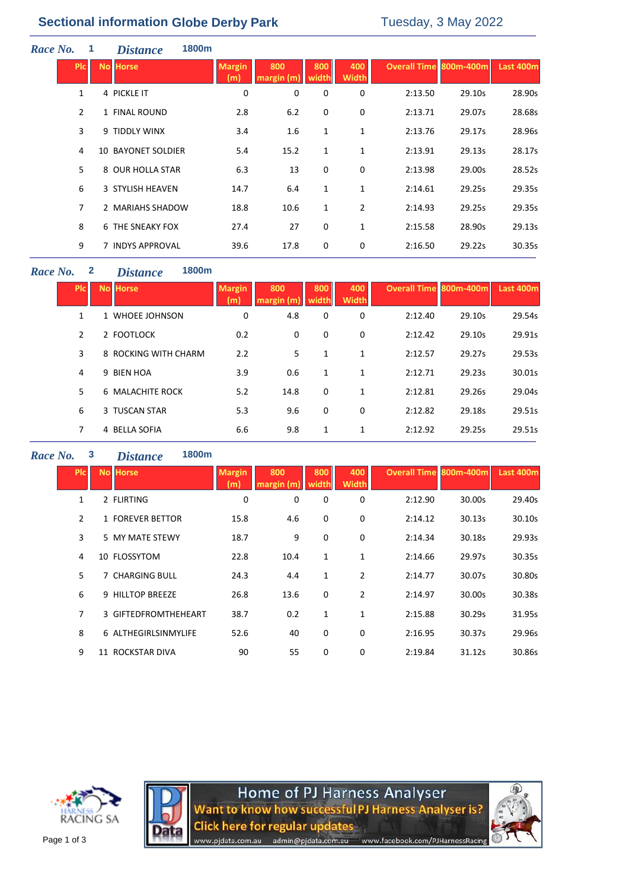# Sectional information Globe Derby Park

Tuesday, 3 May 2022

## Race No. 1 — Distance 1800m

| Plc | No | Horse | Margin (m) | 800 margin (m) | 800 width | 400 Width | Overall Time | 800m-400m | Last 400m |
|---|---|---|---|---|---|---|---|---|---|
| 1 | 4 | PICKLE IT | 0 | 0 | 0 | 0 | 2:13.50 | 29.10s | 28.90s |
| 2 | 1 | FINAL ROUND | 2.8 | 6.2 | 0 | 0 | 2:13.71 | 29.07s | 28.68s |
| 3 | 9 | TIDDLY WINX | 3.4 | 1.6 | 1 | 1 | 2:13.76 | 29.17s | 28.96s |
| 4 | 10 | BAYONET SOLDIER | 5.4 | 15.2 | 1 | 1 | 2:13.91 | 29.13s | 28.17s |
| 5 | 8 | OUR HOLLA STAR | 6.3 | 13 | 0 | 0 | 2:13.98 | 29.00s | 28.52s |
| 6 | 3 | STYLISH HEAVEN | 14.7 | 6.4 | 1 | 1 | 2:14.61 | 29.25s | 29.35s |
| 7 | 2 | MARIAHS SHADOW | 18.8 | 10.6 | 1 | 2 | 2:14.93 | 29.25s | 29.35s |
| 8 | 6 | THE SNEAKY FOX | 27.4 | 27 | 0 | 1 | 2:15.58 | 28.90s | 29.13s |
| 9 | 7 | INDYS APPROVAL | 39.6 | 17.8 | 0 | 0 | 2:16.50 | 29.22s | 30.35s |

## Race No. 2 — Distance 1800m

| Plc | No | Horse | Margin (m) | 800 margin (m) | 800 width | 400 Width | Overall Time | 800m-400m | Last 400m |
|---|---|---|---|---|---|---|---|---|---|
| 1 | 1 | WHOEE JOHNSON | 0 | 4.8 | 0 | 0 | 2:12.40 | 29.10s | 29.54s |
| 2 | 2 | FOOTLOCK | 0.2 | 0 | 0 | 0 | 2:12.42 | 29.10s | 29.91s |
| 3 | 8 | ROCKING WITH CHARM | 2.2 | 5 | 1 | 1 | 2:12.57 | 29.27s | 29.53s |
| 4 | 9 | BIEN HOA | 3.9 | 0.6 | 1 | 1 | 2:12.71 | 29.23s | 30.01s |
| 5 | 6 | MALACHITE ROCK | 5.2 | 14.8 | 0 | 1 | 2:12.81 | 29.26s | 29.04s |
| 6 | 3 | TUSCAN STAR | 5.3 | 9.6 | 0 | 0 | 2:12.82 | 29.18s | 29.51s |
| 7 | 4 | BELLA SOFIA | 6.6 | 9.8 | 1 | 1 | 2:12.92 | 29.25s | 29.51s |

## Race No. 3 — Distance 1800m

| Plc | No | Horse | Margin (m) | 800 margin (m) | 800 width | 400 Width | Overall Time | 800m-400m | Last 400m |
|---|---|---|---|---|---|---|---|---|---|
| 1 | 2 | FLIRTING | 0 | 0 | 0 | 0 | 2:12.90 | 30.00s | 29.40s |
| 2 | 1 | FOREVER BETTOR | 15.8 | 4.6 | 0 | 0 | 2:14.12 | 30.13s | 30.10s |
| 3 | 5 | MY MATE STEWY | 18.7 | 9 | 0 | 0 | 2:14.34 | 30.18s | 29.93s |
| 4 | 10 | FLOSSYTOM | 22.8 | 10.4 | 1 | 1 | 2:14.66 | 29.97s | 30.35s |
| 5 | 7 | CHARGING BULL | 24.3 | 4.4 | 1 | 2 | 2:14.77 | 30.07s | 30.80s |
| 6 | 9 | HILLTOP BREEZE | 26.8 | 13.6 | 0 | 2 | 2:14.97 | 30.00s | 30.38s |
| 7 | 3 | GIFTEDFROMTHEHEART | 38.7 | 0.2 | 1 | 1 | 2:15.88 | 30.29s | 31.95s |
| 8 | 6 | ALTHEGIRLSINMYLIFE | 52.6 | 40 | 0 | 0 | 2:16.95 | 30.37s | 29.96s |
| 9 | 11 | ROCKSTAR DIVA | 90 | 55 | 0 | 0 | 2:19.84 | 31.12s | 30.86s |

HARNESS RACING SA

Home of PJ Harness Analyser
Want to know how successful PJ Harness Analyser is?
Click here for regular updates
www.pjdata.com.au admin@pjdata.com.au www.facebook.com/PJHarnessRacing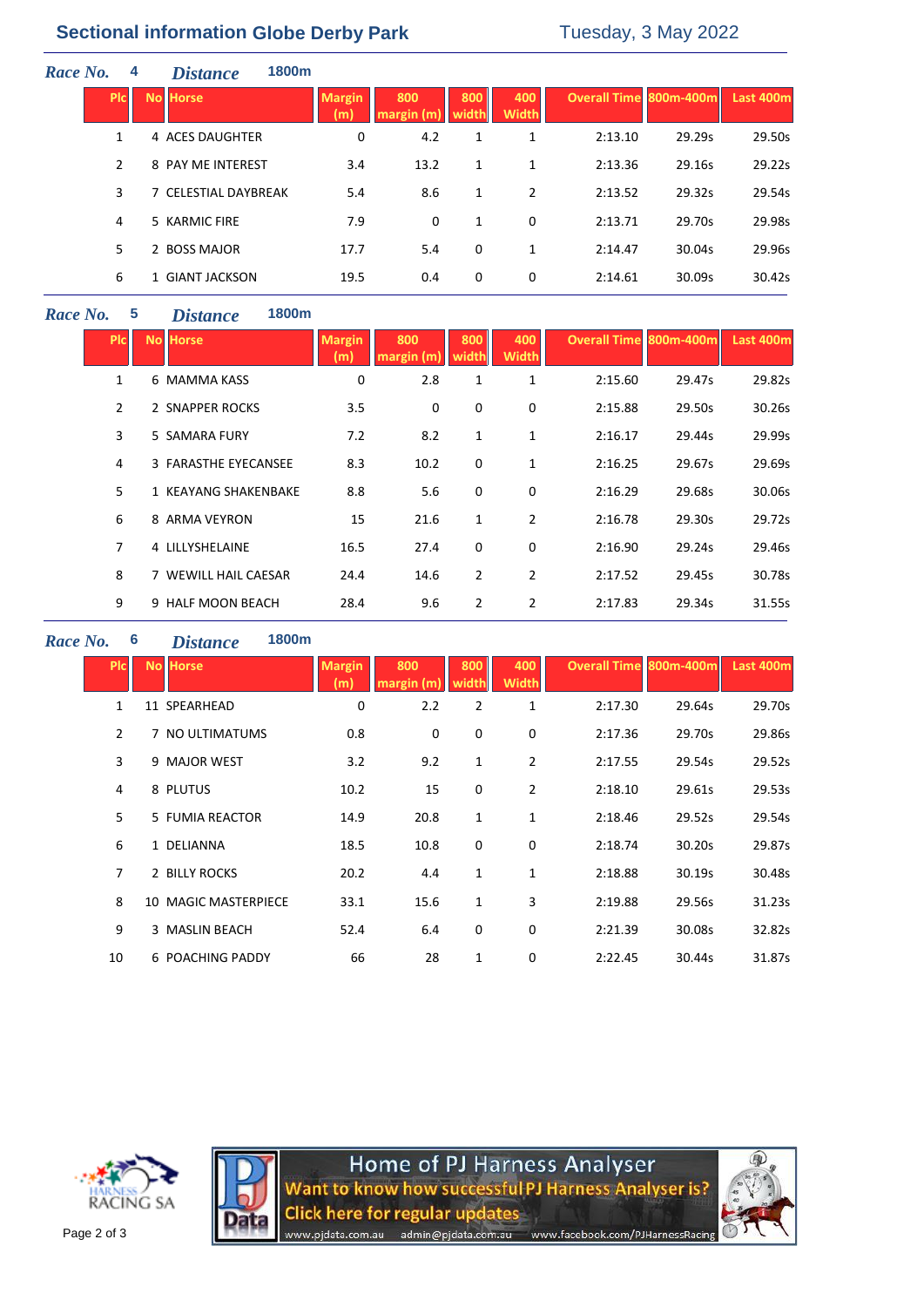## Sectional information Globe Derby Park — Tuesday, 3 May 2022

***Race No.*** **4** ***Distance*** **1800m**

| Plc | No | Horse | Margin (m) | 800 margin (m) | 800 width | 400 Width | Overall Time | 800m-400m | Last 400m |
|---|---|---|---|---|---|---|---|---|---|
| 1 | 4 | ACES DAUGHTER | 0 | 4.2 | 1 | 1 | 2:13.10 | 29.29s | 29.50s |
| 2 | 8 | PAY ME INTEREST | 3.4 | 13.2 | 1 | 1 | 2:13.36 | 29.16s | 29.22s |
| 3 | 7 | CELESTIAL DAYBREAK | 5.4 | 8.6 | 1 | 2 | 2:13.52 | 29.32s | 29.54s |
| 4 | 5 | KARMIC FIRE | 7.9 | 0 | 1 | 0 | 2:13.71 | 29.70s | 29.98s |
| 5 | 2 | BOSS MAJOR | 17.7 | 5.4 | 0 | 1 | 2:14.47 | 30.04s | 29.96s |
| 6 | 1 | GIANT JACKSON | 19.5 | 0.4 | 0 | 0 | 2:14.61 | 30.09s | 30.42s |

***Race No.*** **5** ***Distance*** **1800m**

| Plc | No | Horse | Margin (m) | 800 margin (m) | 800 width | 400 Width | Overall Time | 800m-400m | Last 400m |
|---|---|---|---|---|---|---|---|---|---|
| 1 | 6 | MAMMA KASS | 0 | 2.8 | 1 | 1 | 2:15.60 | 29.47s | 29.82s |
| 2 | 2 | SNAPPER ROCKS | 3.5 | 0 | 0 | 0 | 2:15.88 | 29.50s | 30.26s |
| 3 | 5 | SAMARA FURY | 7.2 | 8.2 | 1 | 1 | 2:16.17 | 29.44s | 29.99s |
| 4 | 3 | FARASTHE EYECANSEE | 8.3 | 10.2 | 0 | 1 | 2:16.25 | 29.67s | 29.69s |
| 5 | 1 | KEAYANG SHAKENBAKE | 8.8 | 5.6 | 0 | 0 | 2:16.29 | 29.68s | 30.06s |
| 6 | 8 | ARMA VEYRON | 15 | 21.6 | 1 | 2 | 2:16.78 | 29.30s | 29.72s |
| 7 | 4 | LILLYSHELAINE | 16.5 | 27.4 | 0 | 0 | 2:16.90 | 29.24s | 29.46s |
| 8 | 7 | WEWILL HAIL CAESAR | 24.4 | 14.6 | 2 | 2 | 2:17.52 | 29.45s | 30.78s |
| 9 | 9 | HALF MOON BEACH | 28.4 | 9.6 | 2 | 2 | 2:17.83 | 29.34s | 31.55s |

***Race No.*** **6** ***Distance*** **1800m**

| Plc | No | Horse | Margin (m) | 800 margin (m) | 800 width | 400 Width | Overall Time | 800m-400m | Last 400m |
|---|---|---|---|---|---|---|---|---|---|
| 1 | 11 | SPEARHEAD | 0 | 2.2 | 2 | 1 | 2:17.30 | 29.64s | 29.70s |
| 2 | 7 | NO ULTIMATUMS | 0.8 | 0 | 0 | 0 | 2:17.36 | 29.70s | 29.86s |
| 3 | 9 | MAJOR WEST | 3.2 | 9.2 | 1 | 2 | 2:17.55 | 29.54s | 29.52s |
| 4 | 8 | PLUTUS | 10.2 | 15 | 0 | 2 | 2:18.10 | 29.61s | 29.53s |
| 5 | 5 | FUMIA REACTOR | 14.9 | 20.8 | 1 | 1 | 2:18.46 | 29.52s | 29.54s |
| 6 | 1 | DELIANNA | 18.5 | 10.8 | 0 | 0 | 2:18.74 | 30.20s | 29.87s |
| 7 | 2 | BILLY ROCKS | 20.2 | 4.4 | 1 | 1 | 2:18.88 | 30.19s | 30.48s |
| 8 | 10 | MAGIC MASTERPIECE | 33.1 | 15.6 | 1 | 3 | 2:19.88 | 29.56s | 31.23s |
| 9 | 3 | MASLIN BEACH | 52.4 | 6.4 | 0 | 0 | 2:21.39 | 30.08s | 32.82s |
| 10 | 6 | POACHING PADDY | 66 | 28 | 1 | 0 | 2:22.45 | 30.44s | 31.87s |

HARNESS RACING SA

Home of PJ Harness Analyser
Want to know how successful PJ Harness Analyser is?
Click here for regular updates
www.pjdata.com.au admin@pjdata.com.au www.facebook.com/PJHarnessRacing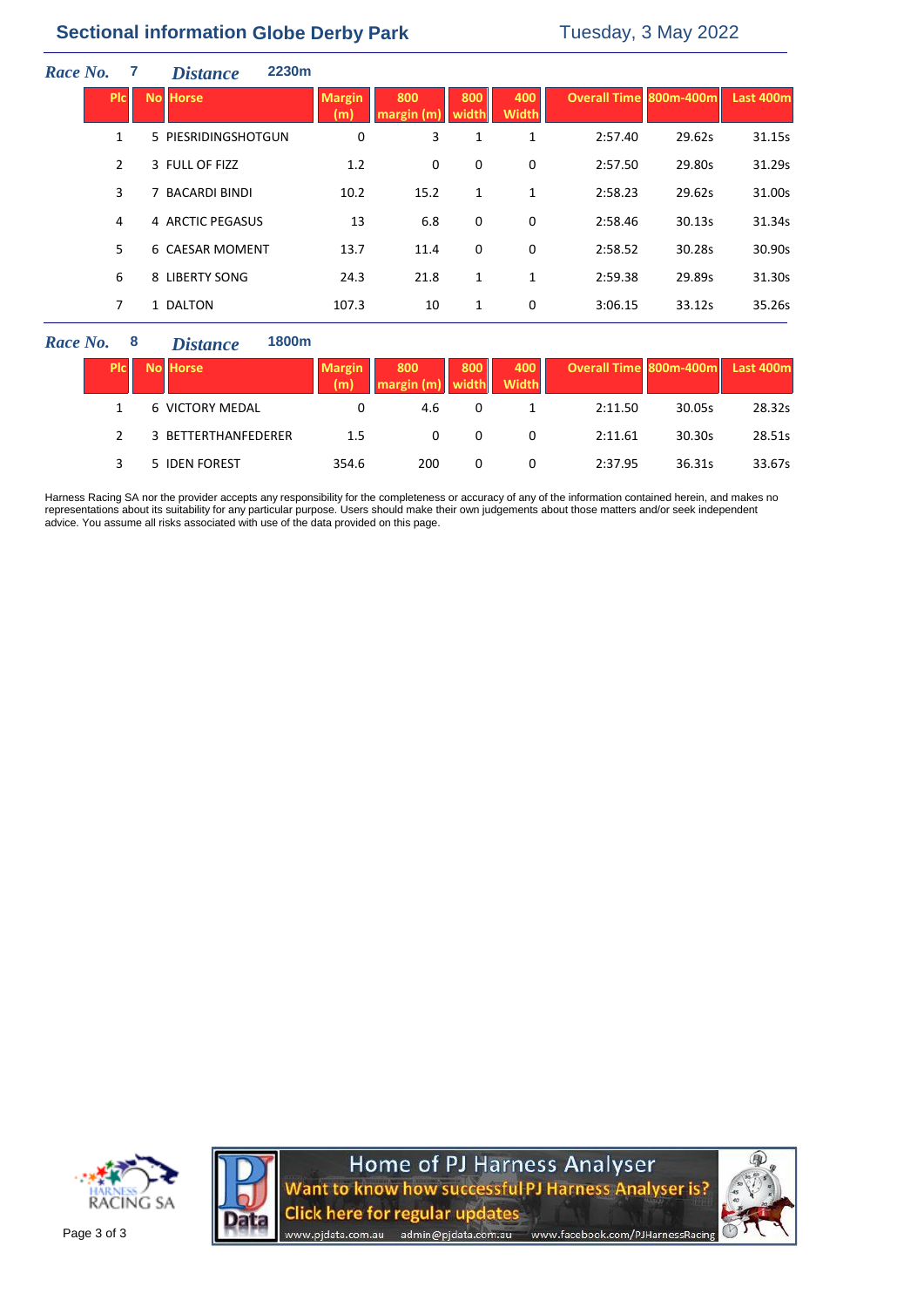# Sectional information Globe Derby Park

Tuesday, 3 May 2022

## *Race No.* 7 *Distance* 2230m

| Plc | No | Horse | Margin (m) | 800 margin (m) | 800 width | 400 Width | Overall Time | 800m-400m | Last 400m |
|---|---|---|---|---|---|---|---|---|---|
| 1 | 5 | PIESRIDINGSHOTGUN | 0 | 3 | 1 | 1 | 2:57.40 | 29.62s | 31.15s |
| 2 | 3 | FULL OF FIZZ | 1.2 | 0 | 0 | 0 | 2:57.50 | 29.80s | 31.29s |
| 3 | 7 | BACARDI BINDI | 10.2 | 15.2 | 1 | 1 | 2:58.23 | 29.62s | 31.00s |
| 4 | 4 | ARCTIC PEGASUS | 13 | 6.8 | 0 | 0 | 2:58.46 | 30.13s | 31.34s |
| 5 | 6 | CAESAR MOMENT | 13.7 | 11.4 | 0 | 0 | 2:58.52 | 30.28s | 30.90s |
| 6 | 8 | LIBERTY SONG | 24.3 | 21.8 | 1 | 1 | 2:59.38 | 29.89s | 31.30s |
| 7 | 1 | DALTON | 107.3 | 10 | 1 | 0 | 3:06.15 | 33.12s | 35.26s |

## *Race No.* 8 *Distance* 1800m

| Plc | No | Horse | Margin (m) | 800 margin (m) | 800 width | 400 Width | Overall Time | 800m-400m | Last 400m |
|---|---|---|---|---|---|---|---|---|---|
| 1 | 6 | VICTORY MEDAL | 0 | 4.6 | 0 | 1 | 2:11.50 | 30.05s | 28.32s |
| 2 | 3 | BETTERTHANFEDERER | 1.5 | 0 | 0 | 0 | 2:11.61 | 30.30s | 28.51s |
| 3 | 5 | IDEN FOREST | 354.6 | 200 | 0 | 0 | 2:37.95 | 36.31s | 33.67s |

Harness Racing SA nor the provider accepts any responsibility for the completeness or accuracy of any of the information contained herein, and makes no representations about its suitability for any particular purpose. Users should make their own judgements about those matters and/or seek independent advice. You assume all risks associated with use of the data provided on this page.

HARNESS RACING SA

Home of PJ Harness Analyser
Want to know how successful PJ Harness Analyser is?
Click here for regular updates
www.pjdata.com.au admin@pjdata.com.au www.facebook.com/PJHarnessRacing